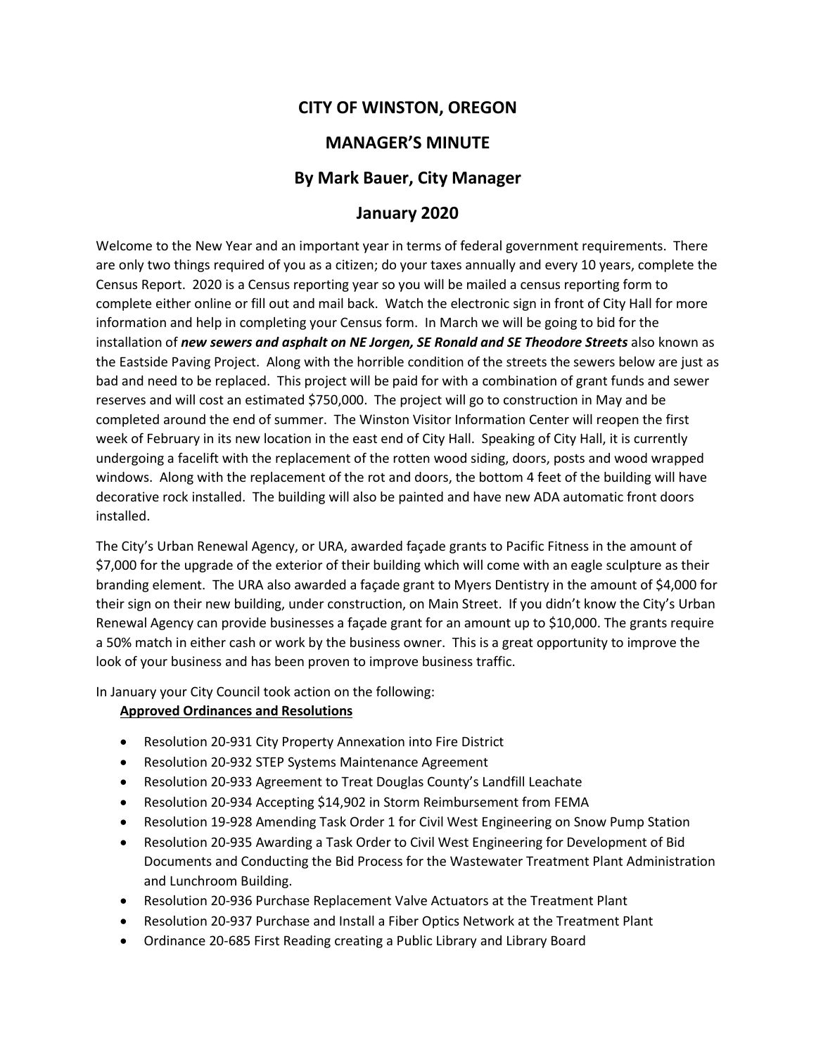# CITY OF WINSTON, OREGON

## MANAGER'S MINUTE

## By Mark Bauer, City Manager

## January 2020

Welcome to the New Year and an important year in terms of federal government requirements. There are only two things required of you as a citizen; do your taxes annually and every 10 years, complete the Census Report. 2020 is a Census reporting year so you will be mailed a census reporting form to complete either online or fill out and mail back. Watch the electronic sign in front of City Hall for more information and help in completing your Census form. In March we will be going to bid for the installation of ***new sewers and asphalt on NE Jorgen, SE Ronald and SE Theodore Streets*** also known as the Eastside Paving Project. Along with the horrible condition of the streets the sewers below are just as bad and need to be replaced. This project will be paid for with a combination of grant funds and sewer reserves and will cost an estimated $750,000. The project will go to construction in May and be completed around the end of summer. The Winston Visitor Information Center will reopen the first week of February in its new location in the east end of City Hall. Speaking of City Hall, it is currently undergoing a facelift with the replacement of the rotten wood siding, doors, posts and wood wrapped windows. Along with the replacement of the rot and doors, the bottom 4 feet of the building will have decorative rock installed. The building will also be painted and have new ADA automatic front doors installed.

The City's Urban Renewal Agency, or URA, awarded façade grants to Pacific Fitness in the amount of $7,000 for the upgrade of the exterior of their building which will come with an eagle sculpture as their branding element. The URA also awarded a façade grant to Myers Dentistry in the amount of $4,000 for their sign on their new building, under construction, on Main Street. If you didn't know the City's Urban Renewal Agency can provide businesses a façade grant for an amount up to $10,000. The grants require a 50% match in either cash or work by the business owner. This is a great opportunity to improve the look of your business and has been proven to improve business traffic.

In January your City Council took action on the following:

**Approved Ordinances and Resolutions**

- Resolution 20-931 City Property Annexation into Fire District
- Resolution 20-932 STEP Systems Maintenance Agreement
- Resolution 20-933 Agreement to Treat Douglas County's Landfill Leachate
- Resolution 20-934 Accepting $14,902 in Storm Reimbursement from FEMA
- Resolution 19-928 Amending Task Order 1 for Civil West Engineering on Snow Pump Station
- Resolution 20-935 Awarding a Task Order to Civil West Engineering for Development of Bid Documents and Conducting the Bid Process for the Wastewater Treatment Plant Administration and Lunchroom Building.
- Resolution 20-936 Purchase Replacement Valve Actuators at the Treatment Plant
- Resolution 20-937 Purchase and Install a Fiber Optics Network at the Treatment Plant
- Ordinance 20-685 First Reading creating a Public Library and Library Board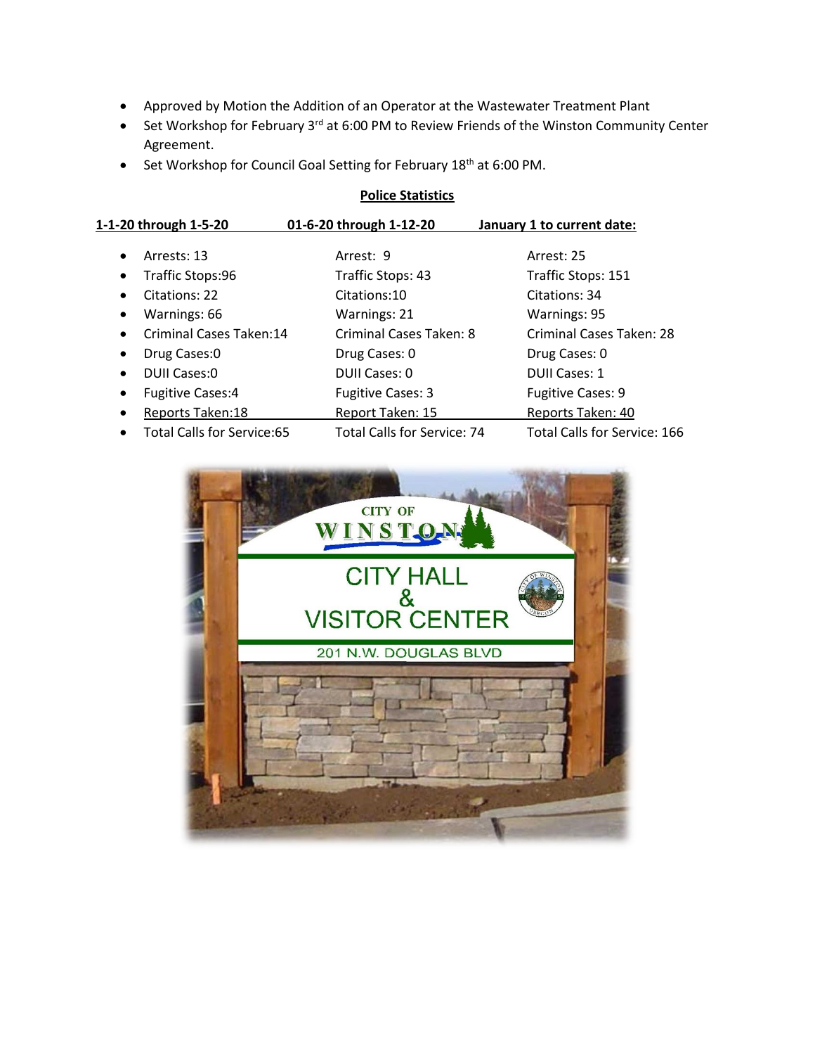- Approved by Motion the Addition of an Operator at the Wastewater Treatment Plant
- Set Workshop for February 3rd at 6:00 PM to Review Friends of the Winston Community Center Agreement.
- Set Workshop for Council Goal Setting for February 18th at 6:00 PM.

**Police Statistics**

| 1-1-20 through 1-5-20 | 01-6-20 through 1-12-20 | January 1 to current date: |
|---|---|---|
| Arrests: 13 | Arrest: 9 | Arrest: 25 |
| Traffic Stops:96 | Traffic Stops: 43 | Traffic Stops: 151 |
| Citations: 22 | Citations:10 | Citations: 34 |
| Warnings: 66 | Warnings: 21 | Warnings: 95 |
| Criminal Cases Taken:14 | Criminal Cases Taken: 8 | Criminal Cases Taken: 28 |
| Drug Cases:0 | Drug Cases: 0 | Drug Cases: 0 |
| DUII Cases:0 | DUII Cases: 0 | DUII Cases: 1 |
| Fugitive Cases:4 | Fugitive Cases: 3 | Fugitive Cases: 9 |
| Reports Taken:18 | Report Taken: 15 | Reports Taken: 40 |
| Total Calls for Service:65 | Total Calls for Service: 74 | Total Calls for Service: 166 |